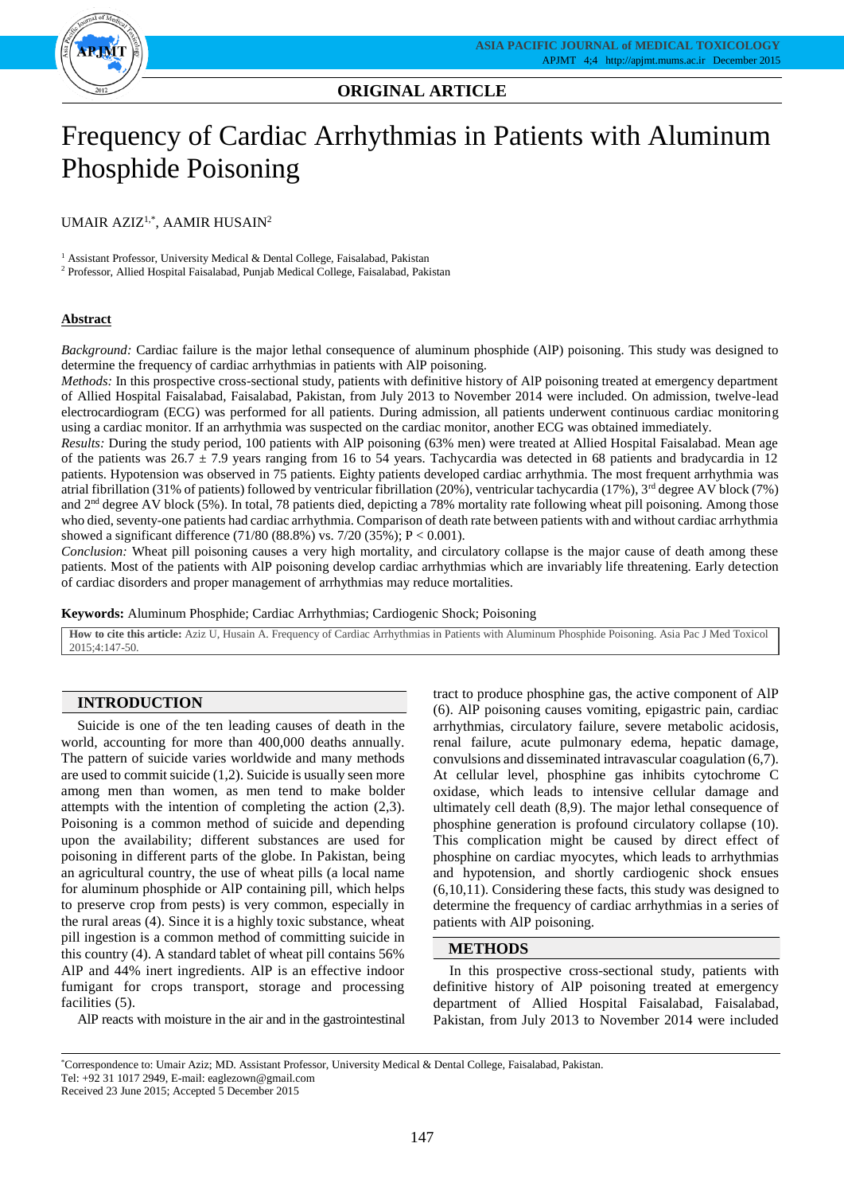**ORIGINAL ARTICLE**

# Frequency of Cardiac Arrhythmias in Patients with Aluminum Phosphide Poisoning

UMAIR AZIZ[1,*], AAMIR HUSAIN[2]

[1] Assistant Professor, University Medical & Dental College, Faisalabad, Pakistan

[2] Professor, Allied Hospital Faisalabad, Punjab Medical College, Faisalabad, Pakistan

## Abstract

*Background:* Cardiac failure is the major lethal consequence of aluminum phosphide (AlP) poisoning. This study was designed to determine the frequency of cardiac arrhythmias in patients with AlP poisoning.

*Methods:* In this prospective cross-sectional study, patients with definitive history of AlP poisoning treated at emergency department of Allied Hospital Faisalabad, Faisalabad, Pakistan, from July 2013 to November 2014 were included. On admission, twelve-lead electrocardiogram (ECG) was performed for all patients. During admission, all patients underwent continuous cardiac monitoring using a cardiac monitor. If an arrhythmia was suspected on the cardiac monitor, another ECG was obtained immediately.

*Results:* During the study period, 100 patients with AlP poisoning (63% men) were treated at Allied Hospital Faisalabad. Mean age of the patients was 26.7 ± 7.9 years ranging from 16 to 54 years. Tachycardia was detected in 68 patients and bradycardia in 12 patients. Hypotension was observed in 75 patients. Eighty patients developed cardiac arrhythmia. The most frequent arrhythmia was atrial fibrillation (31% of patients) followed by ventricular fibrillation (20%), ventricular tachycardia (17%), 3rd degree AV block (7%) and 2nd degree AV block (5%). In total, 78 patients died, depicting a 78% mortality rate following wheat pill poisoning. Among those who died, seventy-one patients had cardiac arrhythmia. Comparison of death rate between patients with and without cardiac arrhythmia showed a significant difference (71/80 (88.8%) vs. 7/20 (35%); $P < 0.001$).

*Conclusion:* Wheat pill poisoning causes a very high mortality, and circulatory collapse is the major cause of death among these patients. Most of the patients with AlP poisoning develop cardiac arrhythmias which are invariably life threatening. Early detection of cardiac disorders and proper management of arrhythmias may reduce mortalities.

**Keywords:** Aluminum Phosphide; Cardiac Arrhythmias; Cardiogenic Shock; Poisoning

**How to cite this article:** Aziz U, Husain A. Frequency of Cardiac Arrhythmias in Patients with Aluminum Phosphide Poisoning. Asia Pac J Med Toxicol 2015;4:147-50.

## INTRODUCTION

Suicide is one of the ten leading causes of death in the world, accounting for more than 400,000 deaths annually. The pattern of suicide varies worldwide and many methods are used to commit suicide (1,2). Suicide is usually seen more among men than women, as men tend to make bolder attempts with the intention of completing the action (2,3). Poisoning is a common method of suicide and depending upon the availability; different substances are used for poisoning in different parts of the globe. In Pakistan, being an agricultural country, the use of wheat pills (a local name for aluminum phosphide or AlP containing pill, which helps to preserve crop from pests) is very common, especially in the rural areas (4). Since it is a highly toxic substance, wheat pill ingestion is a common method of committing suicide in this country (4). A standard tablet of wheat pill contains 56% AlP and 44% inert ingredients. AlP is an effective indoor fumigant for crops transport, storage and processing facilities (5).

AlP reacts with moisture in the air and in the gastrointestinal tract to produce phosphine gas, the active component of AlP (6). AlP poisoning causes vomiting, epigastric pain, cardiac arrhythmias, circulatory failure, severe metabolic acidosis, renal failure, acute pulmonary edema, hepatic damage, convulsions and disseminated intravascular coagulation (6,7). At cellular level, phosphine gas inhibits cytochrome C oxidase, which leads to intensive cellular damage and ultimately cell death (8,9). The major lethal consequence of phosphine generation is profound circulatory collapse (10). This complication might be caused by direct effect of phosphine on cardiac myocytes, which leads to arrhythmias and hypotension, and shortly cardiogenic shock ensues (6,10,11). Considering these facts, this study was designed to determine the frequency of cardiac arrhythmias in a series of patients with AlP poisoning.

## METHODS

In this prospective cross-sectional study, patients with definitive history of AlP poisoning treated at emergency department of Allied Hospital Faisalabad, Faisalabad, Pakistan, from July 2013 to November 2014 were included

*Correspondence to: Umair Aziz; MD. Assistant Professor, University Medical & Dental College, Faisalabad, Pakistan.
Tel: +92 31 1017 2949, E-mail: eaglezown@gmail.com
Received 23 June 2015; Accepted 5 December 2015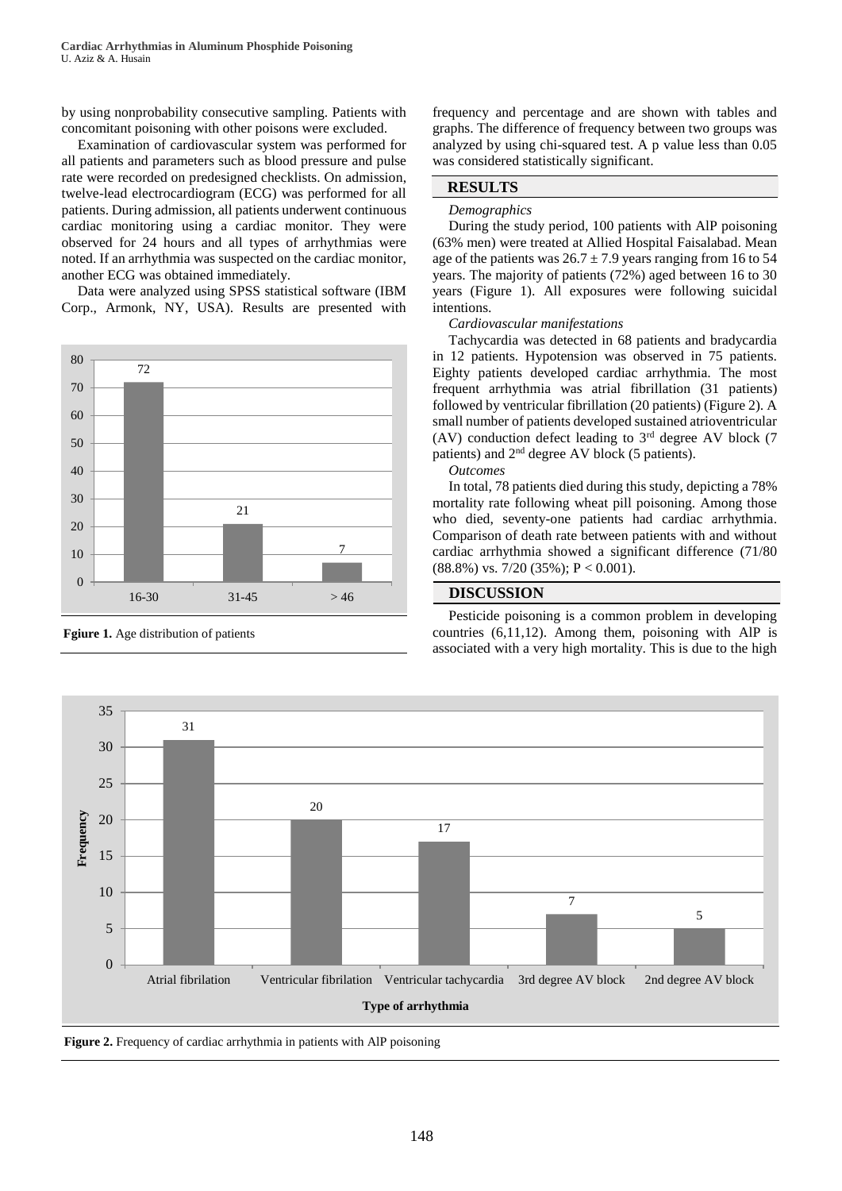by using nonprobability consecutive sampling. Patients with concomitant poisoning with other poisons were excluded.

Examination of cardiovascular system was performed for all patients and parameters such as blood pressure and pulse rate were recorded on predesigned checklists. On admission, twelve-lead electrocardiogram (ECG) was performed for all patients. During admission, all patients underwent continuous cardiac monitoring using a cardiac monitor. They were observed for 24 hours and all types of arrhythmias were noted. If an arrhythmia was suspected on the cardiac monitor, another ECG was obtained immediately.

Data were analyzed using SPSS statistical software (IBM Corp., Armonk, NY, USA). Results are presented with frequency and percentage and are shown with tables and graphs. The difference of frequency between two groups was analyzed by using chi-squared test. A p value less than 0.05 was considered statistically significant.

**Fgiure 1.** Age distribution of patients

| Age group | Number of patients |
|---|---|
| 16-30 | 72 |
| 31-45 | 21 |
| > 46 | 7 |

## RESULTS

*Demographics*

During the study period, 100 patients with AlP poisoning (63% men) were treated at Allied Hospital Faisalabad. Mean age of the patients was $26.7 \pm 7.9$ years ranging from 16 to 54 years. The majority of patients (72%) aged between 16 to 30 years (Figure 1). All exposures were following suicidal intentions.

*Cardiovascular manifestations*

Tachycardia was detected in 68 patients and bradycardia in 12 patients. Hypotension was observed in 75 patients. Eighty patients developed cardiac arrhythmia. The most frequent arrhythmia was atrial fibrillation (31 patients) followed by ventricular fibrillation (20 patients) (Figure 2). A small number of patients developed sustained atrioventricular (AV) conduction defect leading to 3[rd] degree AV block (7 patients) and 2[nd] degree AV block (5 patients).

*Outcomes*

In total, 78 patients died during this study, depicting a 78% mortality rate following wheat pill poisoning. Among those who died, seventy-one patients had cardiac arrhythmia. Comparison of death rate between patients with and without cardiac arrhythmia showed a significant difference (71/80 (88.8%) vs. 7/20 (35%); $P < 0.001$).

## DISCUSSION

Pesticide poisoning is a common problem in developing countries (6,11,12). Among them, poisoning with AlP is associated with a very high mortality. This is due to the high

| Type of arrhythmia | Frequency |
|---|---|
| Atrial fibrilation | 31 |
| Ventricular fibrilation | 20 |
| Ventricular tachycardia | 17 |
| 3rd degree AV block | 7 |
| 2nd degree AV block | 5 |

**Figure 2.** Frequency of cardiac arrhythmia in patients with AlP poisoning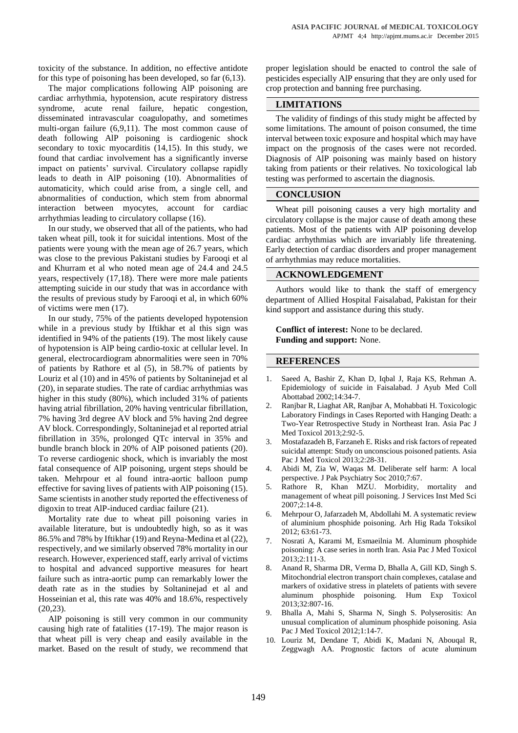toxicity of the substance. In addition, no effective antidote for this type of poisoning has been developed, so far (6,13).

The major complications following AlP poisoning are cardiac arrhythmia, hypotension, acute respiratory distress syndrome, acute renal failure, hepatic congestion, disseminated intravascular coagulopathy, and sometimes multi-organ failure (6,9,11). The most common cause of death following AlP poisoning is cardiogenic shock secondary to toxic myocarditis (14,15). In this study, we found that cardiac involvement has a significantly inverse impact on patients' survival. Circulatory collapse rapidly leads to death in AlP poisoning (10). Abnormalities of automaticity, which could arise from, a single cell, and abnormalities of conduction, which stem from abnormal interaction between myocytes, account for cardiac arrhythmias leading to circulatory collapse (16).

In our study, we observed that all of the patients, who had taken wheat pill, took it for suicidal intentions. Most of the patients were young with the mean age of 26.7 years, which was close to the previous Pakistani studies by Farooqi et al and Khurram et al who noted mean age of 24.4 and 24.5 years, respectively (17,18). There were more male patients attempting suicide in our study that was in accordance with the results of previous study by Farooqi et al, in which 60% of victims were men (17).

In our study, 75% of the patients developed hypotension while in a previous study by Iftikhar et al this sign was identified in 94% of the patients (19). The most likely cause of hypotension is AlP being cardio-toxic at cellular level. In general, electrocardiogram abnormalities were seen in 70% of patients by Rathore et al (5), in 58.7% of patients by Louriz et al (10) and in 45% of patients by Soltaninejad et al (20), in separate studies. The rate of cardiac arrhythmias was higher in this study (80%), which included 31% of patients having atrial fibrillation, 20% having ventricular fibrillation, 7% having 3rd degree AV block and 5% having 2nd degree AV block. Correspondingly, Soltaninejad et al reported atrial fibrillation in 35%, prolonged QTc interval in 35% and bundle branch block in 20% of AlP poisoned patients (20). To reverse cardiogenic shock, which is invariably the most fatal consequence of AlP poisoning, urgent steps should be taken. Mehrpour et al found intra-aortic balloon pump effective for saving lives of patients with AlP poisoning (15). Same scientists in another study reported the effectiveness of digoxin to treat AlP-induced cardiac failure (21).

Mortality rate due to wheat pill poisoning varies in available literature, but is undoubtedly high, so as it was 86.5% and 78% by Iftikhar (19) and Reyna-Medina et al (22), respectively, and we similarly observed 78% mortality in our research. However, experienced staff, early arrival of victims to hospital and advanced supportive measures for heart failure such as intra-aortic pump can remarkably lower the death rate as in the studies by Soltaninejad et al and Hosseinian et al, this rate was 40% and 18.6%, respectively (20,23).

AlP poisoning is still very common in our community causing high rate of fatalities (17-19). The major reason is that wheat pill is very cheap and easily available in the market. Based on the result of study, we recommend that proper legislation should be enacted to control the sale of pesticides especially AlP ensuring that they are only used for crop protection and banning free purchasing.

## LIMITATIONS

The validity of findings of this study might be affected by some limitations. The amount of poison consumed, the time interval between toxic exposure and hospital which may have impact on the prognosis of the cases were not recorded. Diagnosis of AlP poisoning was mainly based on history taking from patients or their relatives. No toxicological lab testing was performed to ascertain the diagnosis.

## CONCLUSION

Wheat pill poisoning causes a very high mortality and circulatory collapse is the major cause of death among these patients. Most of the patients with AlP poisoning develop cardiac arrhythmias which are invariably life threatening. Early detection of cardiac disorders and proper management of arrhythmias may reduce mortalities.

## ACKNOWLEDGEMENT

Authors would like to thank the staff of emergency department of Allied Hospital Faisalabad, Pakistan for their kind support and assistance during this study.

**Conflict of interest:** None to be declared.
**Funding and support:** None.

## REFERENCES

1. Saeed A, Bashir Z, Khan D, Iqbal J, Raja KS, Rehman A. Epidemiology of suicide in Faisalabad. J Ayub Med Coll Abottabad 2002;14:34-7.
2. Ranjbar R, Liaghat AR, Ranjbar A, Mohabbati H. Toxicologic Laboratory Findings in Cases Reported with Hanging Death: a Two-Year Retrospective Study in Northeast Iran. Asia Pac J Med Toxicol 2013;2:92-5.
3. Mostafazadeh B, Farzaneh E. Risks and risk factors of repeated suicidal attempt: Study on unconscious poisoned patients. Asia Pac J Med Toxicol 2013;2:28-31.
4. Abidi M, Zia W, Waqas M. Deliberate self harm: A local perspective. J Pak Psychiatry Soc 2010;7:67.
5. Rathore R, Khan MZU. Morbidity, mortality and management of wheat pill poisoning. J Services Inst Med Sci 2007;2:14-8.
6. Mehrpour O, Jafarzadeh M, Abdollahi M. A systematic review of aluminium phosphide poisoning. Arh Hig Rada Toksikol 2012; 63:61-73.
7. Nosrati A, Karami M, Esmaeilnia M. Aluminum phosphide poisoning: A case series in north Iran. Asia Pac J Med Toxicol 2013;2:111-3.
8. Anand R, Sharma DR, Verma D, Bhalla A, Gill KD, Singh S. Mitochondrial electron transport chain complexes, catalase and markers of oxidative stress in platelets of patients with severe aluminum phosphide poisoning. Hum Exp Toxicol 2013;32:807-16.
9. Bhalla A, Mahi S, Sharma N, Singh S. Polyserositis: An unusual complication of aluminum phosphide poisoning. Asia Pac J Med Toxicol 2012;1:14-7.
10. Louriz M, Dendane T, Abidi K, Madani N, Abouqal R, Zeggwagh AA. Prognostic factors of acute aluminum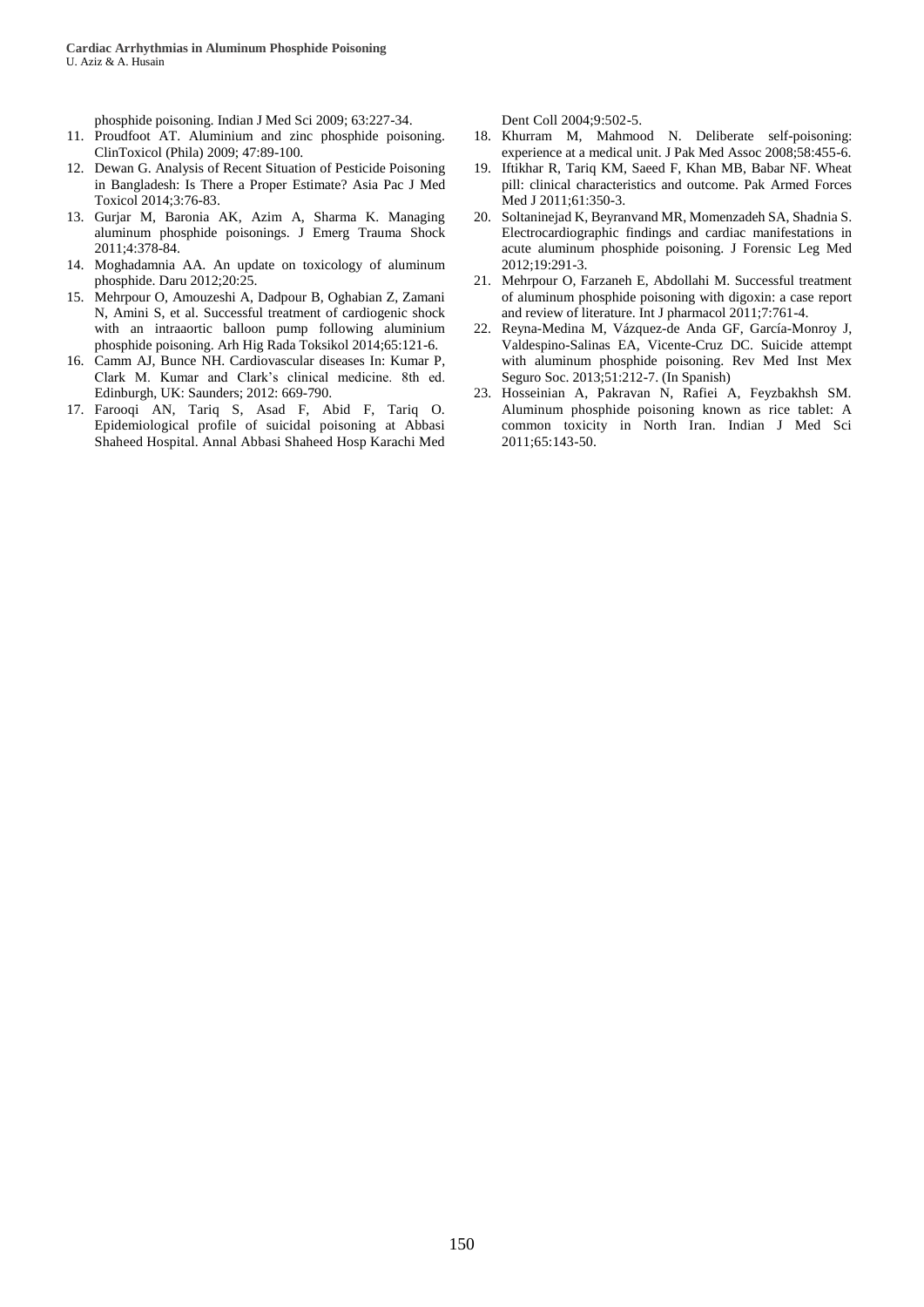phosphide poisoning. Indian J Med Sci 2009; 63:227-34.

11. Proudfoot AT. Aluminium and zinc phosphide poisoning. ClinToxicol (Phila) 2009; 47:89-100.
12. Dewan G. Analysis of Recent Situation of Pesticide Poisoning in Bangladesh: Is There a Proper Estimate? Asia Pac J Med Toxicol 2014;3:76-83.
13. Gurjar M, Baronia AK, Azim A, Sharma K. Managing aluminum phosphide poisonings. J Emerg Trauma Shock 2011;4:378-84.
14. Moghadamnia AA. An update on toxicology of aluminum phosphide. Daru 2012;20:25.
15. Mehrpour O, Amouzeshi A, Dadpour B, Oghabian Z, Zamani N, Amini S, et al. Successful treatment of cardiogenic shock with an intraaortic balloon pump following aluminium phosphide poisoning. Arh Hig Rada Toksikol 2014;65:121-6.
16. Camm AJ, Bunce NH. Cardiovascular diseases In: Kumar P, Clark M. Kumar and Clark's clinical medicine. 8th ed. Edinburgh, UK: Saunders; 2012: 669-790.
17. Farooqi AN, Tariq S, Asad F, Abid F, Tariq O. Epidemiological profile of suicidal poisoning at Abbasi Shaheed Hospital. Annal Abbasi Shaheed Hosp Karachi Med Dent Coll 2004;9:502-5.
18. Khurram M, Mahmood N. Deliberate self-poisoning: experience at a medical unit. J Pak Med Assoc 2008;58:455-6.
19. Iftikhar R, Tariq KM, Saeed F, Khan MB, Babar NF. Wheat pill: clinical characteristics and outcome. Pak Armed Forces Med J 2011;61:350-3.
20. Soltaninejad K, Beyranvand MR, Momenzadeh SA, Shadnia S. Electrocardiographic findings and cardiac manifestations in acute aluminum phosphide poisoning. J Forensic Leg Med 2012;19:291-3.
21. Mehrpour O, Farzaneh E, Abdollahi M. Successful treatment of aluminum phosphide poisoning with digoxin: a case report and review of literature. Int J pharmacol 2011;7:761-4.
22. Reyna-Medina M, Vázquez-de Anda GF, García-Monroy J, Valdespino-Salinas EA, Vicente-Cruz DC. Suicide attempt with aluminum phosphide poisoning. Rev Med Inst Mex Seguro Soc. 2013;51:212-7. (In Spanish)
23. Hosseinian A, Pakravan N, Rafiei A, Feyzbakhsh SM. Aluminum phosphide poisoning known as rice tablet: A common toxicity in North Iran. Indian J Med Sci 2011;65:143-50.